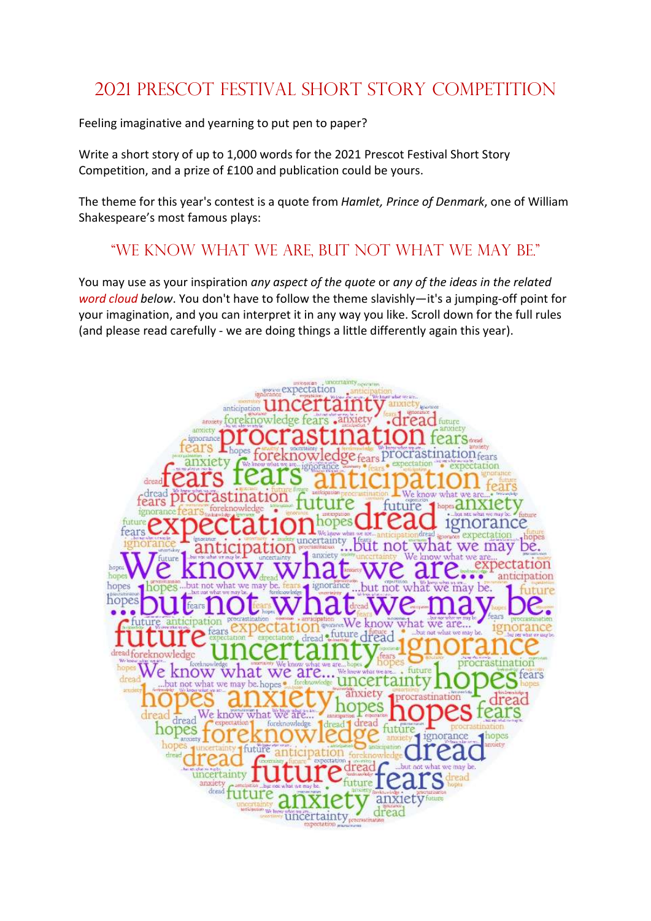# 2021 Prescot Festival Short Story Competition

Feeling imaginative and yearning to put pen to paper?

Write a short story of up to 1,000 words for the 2021 Prescot Festival Short Story Competition, and a prize of £100 and publication could be yours.

The theme for this year's contest is a quote from *Hamlet, Prince of Denmark*, one of William Shakespeare's most famous plays:

## "We know what we are, but not what we may be."

You may use as your inspiration *any aspect of the quote* or *any of the ideas in the related word cloud below*. You don't have to follow the theme slavishly—it's a jumping-off point for your imagination, and you can interpret it in any way you like. Scroll down for the full rules (and please read carefully - we are doing things a little differently again this year).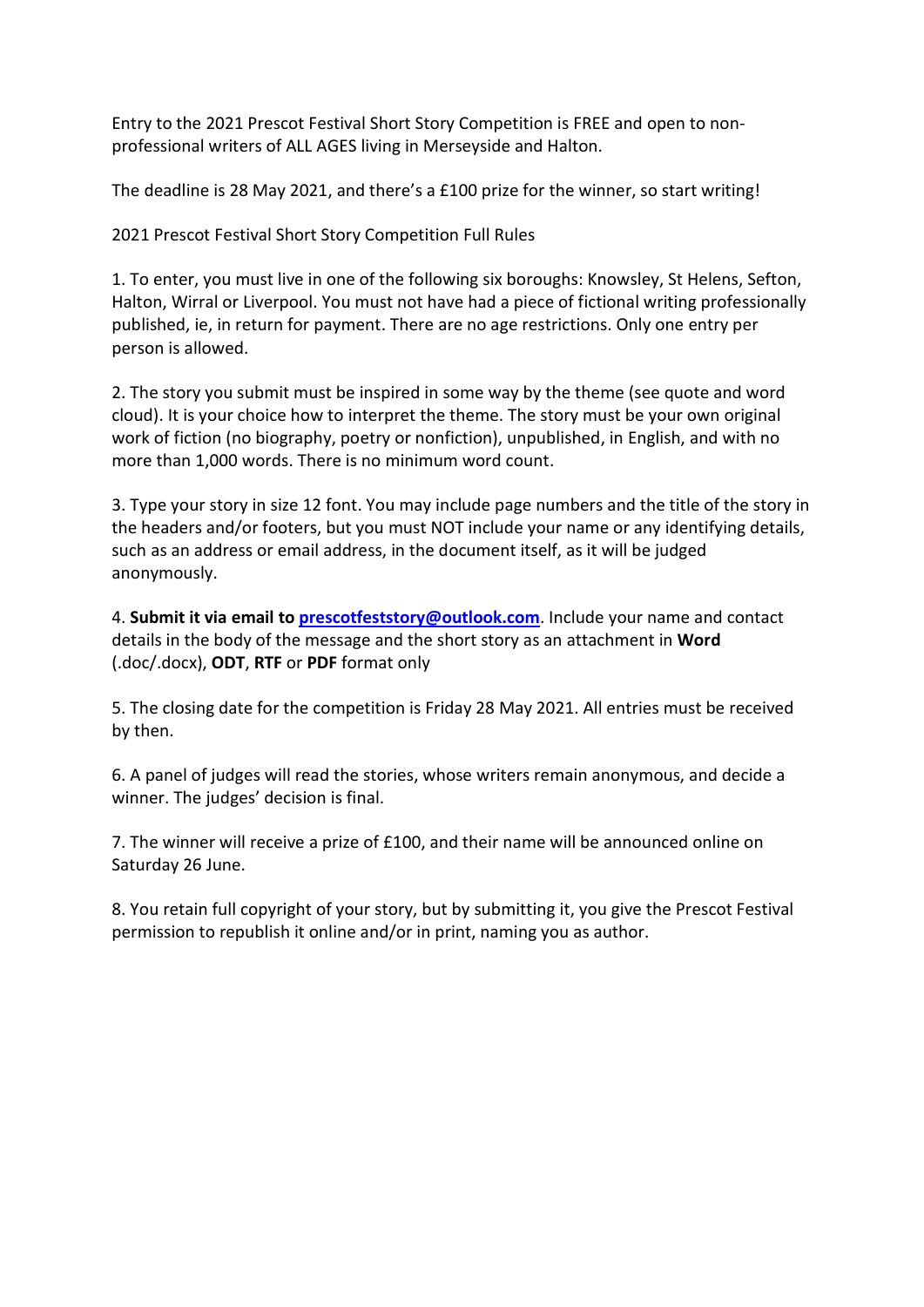Entry to the 2021 Prescot Festival Short Story Competition is FREE and open to non-professional writers of ALL AGES living in Merseyside and Halton.

The deadline is 28 May 2021, and there's a £100 prize for the winner, so start writing!

2021 Prescot Festival Short Story Competition Full Rules

1. To enter, you must live in one of the following six boroughs: Knowsley, St Helens, Sefton, Halton, Wirral or Liverpool. You must not have had a piece of fictional writing professionally published, ie, in return for payment. There are no age restrictions. Only one entry per person is allowed.

2. The story you submit must be inspired in some way by the theme (see quote and word cloud). It is your choice how to interpret the theme. The story must be your own original work of fiction (no biography, poetry or nonfiction), unpublished, in English, and with no more than 1,000 words. There is no minimum word count.

3. Type your story in size 12 font. You may include page numbers and the title of the story in the headers and/or footers, but you must NOT include your name or any identifying details, such as an address or email address, in the document itself, as it will be judged anonymously.

4. **Submit it via email to [prescotfeststory@outlook.com](mailto:prescotfeststory@outlook.com)**. Include your name and contact details in the body of the message and the short story as an attachment in **Word** (.doc/.docx), **ODT**, **RTF** or **PDF** format only

5. The closing date for the competition is Friday 28 May 2021. All entries must be received by then.

6. A panel of judges will read the stories, whose writers remain anonymous, and decide a winner. The judges' decision is final.

7. The winner will receive a prize of £100, and their name will be announced online on Saturday 26 June.

8. You retain full copyright of your story, but by submitting it, you give the Prescot Festival permission to republish it online and/or in print, naming you as author.